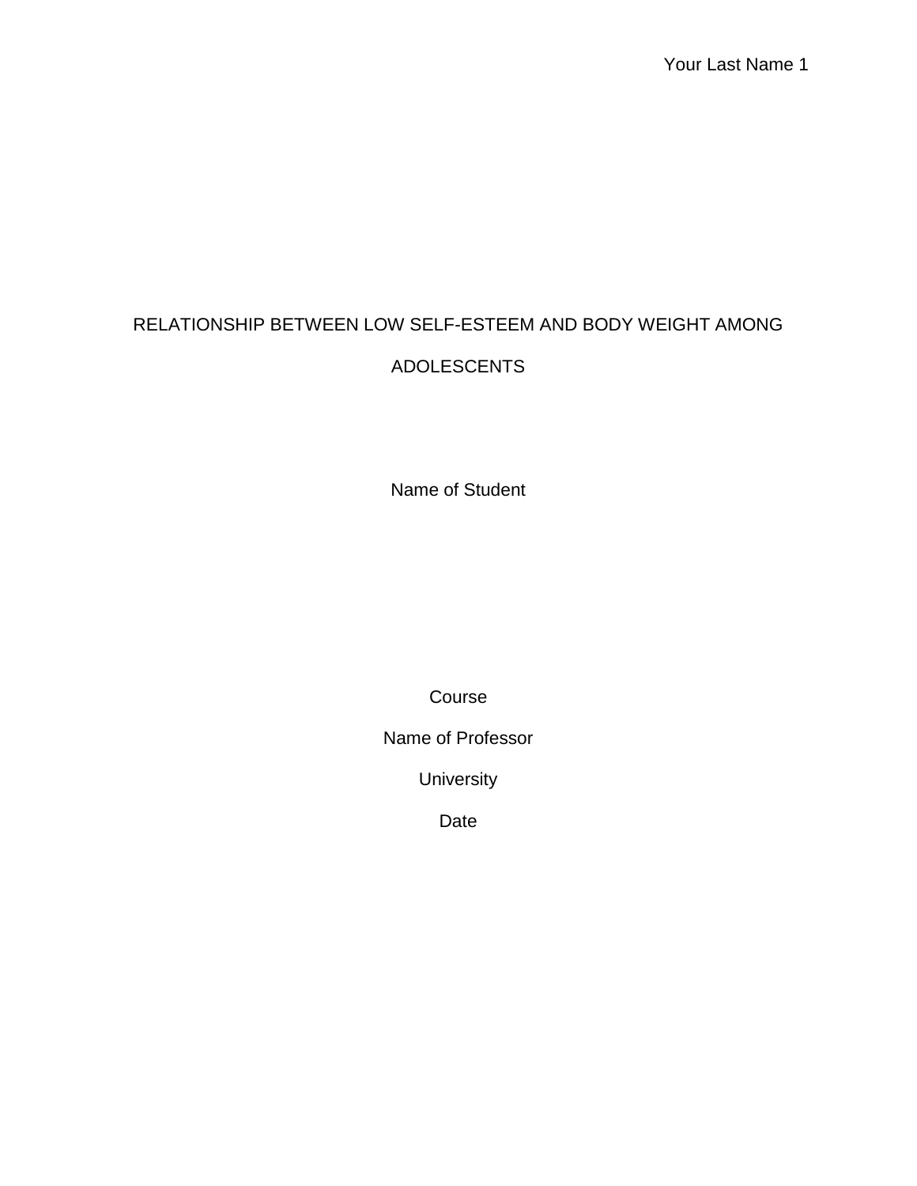# RELATIONSHIP BETWEEN LOW SELF-ESTEEM AND BODY WEIGHT AMONG ADOLESCENTS

Name of Student

Course

Name of Professor

University

Date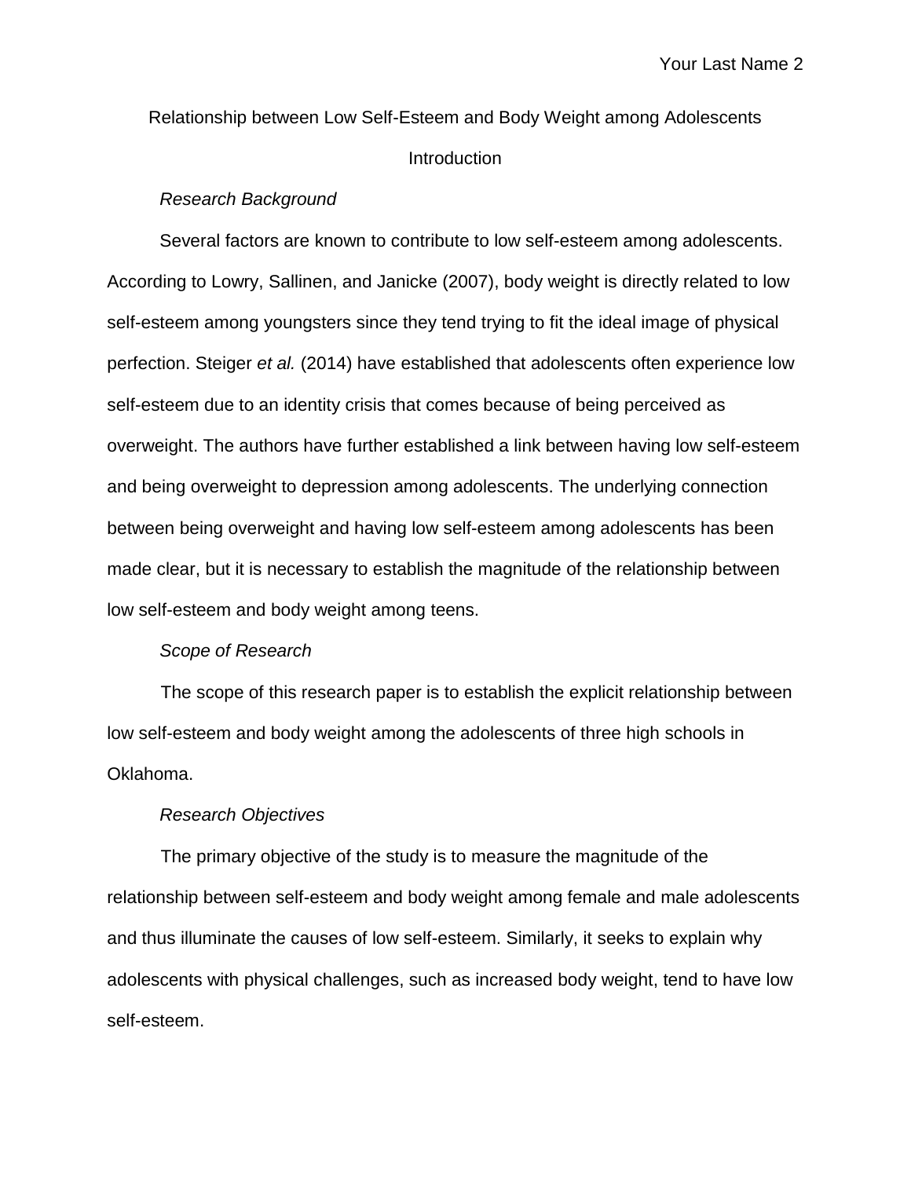# Relationship between Low Self-Esteem and Body Weight among Adolescents

## Introduction

### *Research Background*

Several factors are known to contribute to low self-esteem among adolescents. According to Lowry, Sallinen, and Janicke (2007), body weight is directly related to low self-esteem among youngsters since they tend trying to fit the ideal image of physical perfection. Steiger *et al.* (2014) have established that adolescents often experience low self-esteem due to an identity crisis that comes because of being perceived as overweight. The authors have further established a link between having low self-esteem and being overweight to depression among adolescents. The underlying connection between being overweight and having low self-esteem among adolescents has been made clear, but it is necessary to establish the magnitude of the relationship between low self-esteem and body weight among teens.

### *Scope of Research*

The scope of this research paper is to establish the explicit relationship between low self-esteem and body weight among the adolescents of three high schools in Oklahoma.

### *Research Objectives*

The primary objective of the study is to measure the magnitude of the relationship between self-esteem and body weight among female and male adolescents and thus illuminate the causes of low self-esteem. Similarly, it seeks to explain why adolescents with physical challenges, such as increased body weight, tend to have low self-esteem.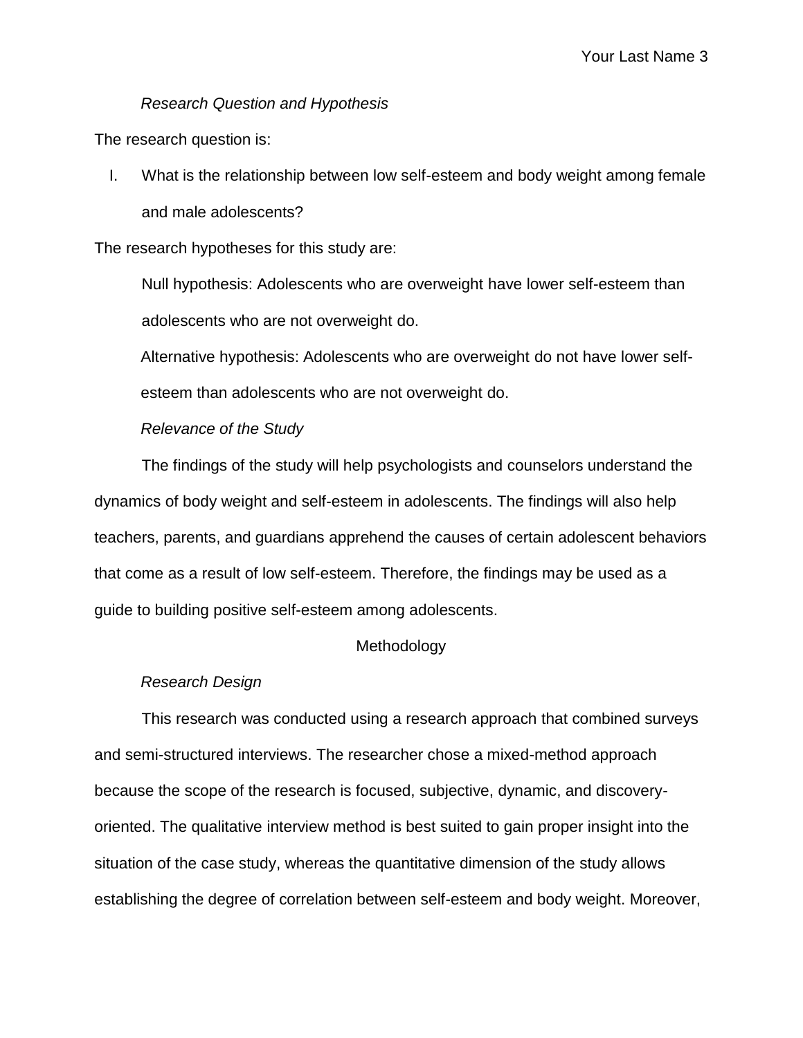*Research Question and Hypothesis*

The research question is:

I. What is the relationship between low self-esteem and body weight among female and male adolescents?

The research hypotheses for this study are:

Null hypothesis: Adolescents who are overweight have lower self-esteem than adolescents who are not overweight do.

Alternative hypothesis: Adolescents who are overweight do not have lower self-esteem than adolescents who are not overweight do.

*Relevance of the Study*

The findings of the study will help psychologists and counselors understand the dynamics of body weight and self-esteem in adolescents. The findings will also help teachers, parents, and guardians apprehend the causes of certain adolescent behaviors that come as a result of low self-esteem. Therefore, the findings may be used as a guide to building positive self-esteem among adolescents.

## Methodology

*Research Design*

This research was conducted using a research approach that combined surveys and semi-structured interviews. The researcher chose a mixed-method approach because the scope of the research is focused, subjective, dynamic, and discovery-oriented. The qualitative interview method is best suited to gain proper insight into the situation of the case study, whereas the quantitative dimension of the study allows establishing the degree of correlation between self-esteem and body weight. Moreover,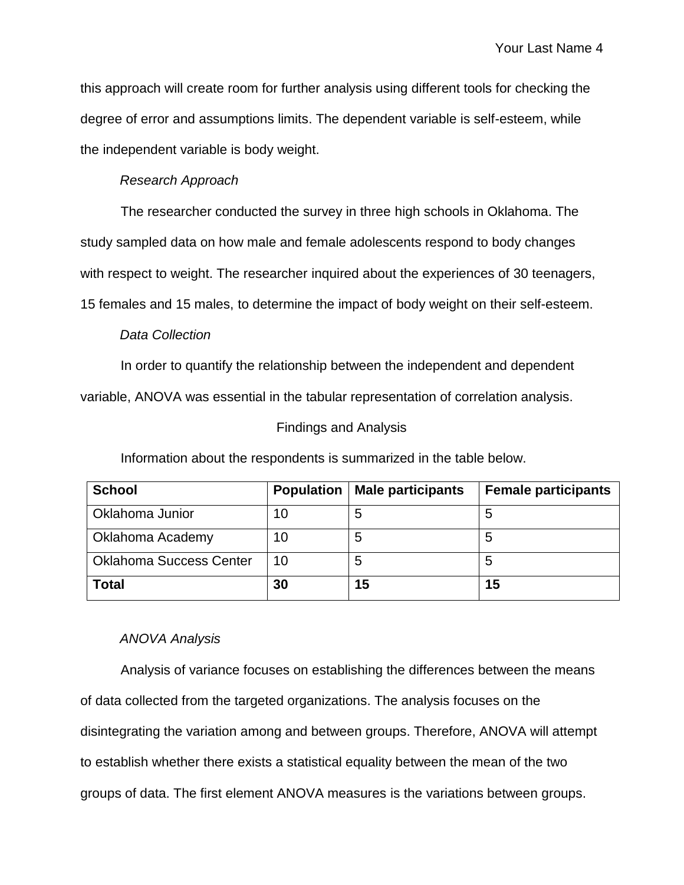this approach will create room for further analysis using different tools for checking the degree of error and assumptions limits. The dependent variable is self-esteem, while the independent variable is body weight.

*Research Approach*

The researcher conducted the survey in three high schools in Oklahoma. The study sampled data on how male and female adolescents respond to body changes with respect to weight. The researcher inquired about the experiences of 30 teenagers, 15 females and 15 males, to determine the impact of body weight on their self-esteem.

*Data Collection*

In order to quantify the relationship between the independent and dependent variable, ANOVA was essential in the tabular representation of correlation analysis.

## Findings and Analysis

Information about the respondents is summarized in the table below.

| **School** | **Population** | **Male participants** | **Female participants** |
|---|---|---|---|
| Oklahoma Junior | 10 | 5 | 5 |
| Oklahoma Academy | 10 | 5 | 5 |
| Oklahoma Success Center | 10 | 5 | 5 |
| **Total** | **30** | **15** | **15** |

*ANOVA Analysis*

Analysis of variance focuses on establishing the differences between the means of data collected from the targeted organizations. The analysis focuses on the disintegrating the variation among and between groups. Therefore, ANOVA will attempt to establish whether there exists a statistical equality between the mean of the two groups of data. The first element ANOVA measures is the variations between groups.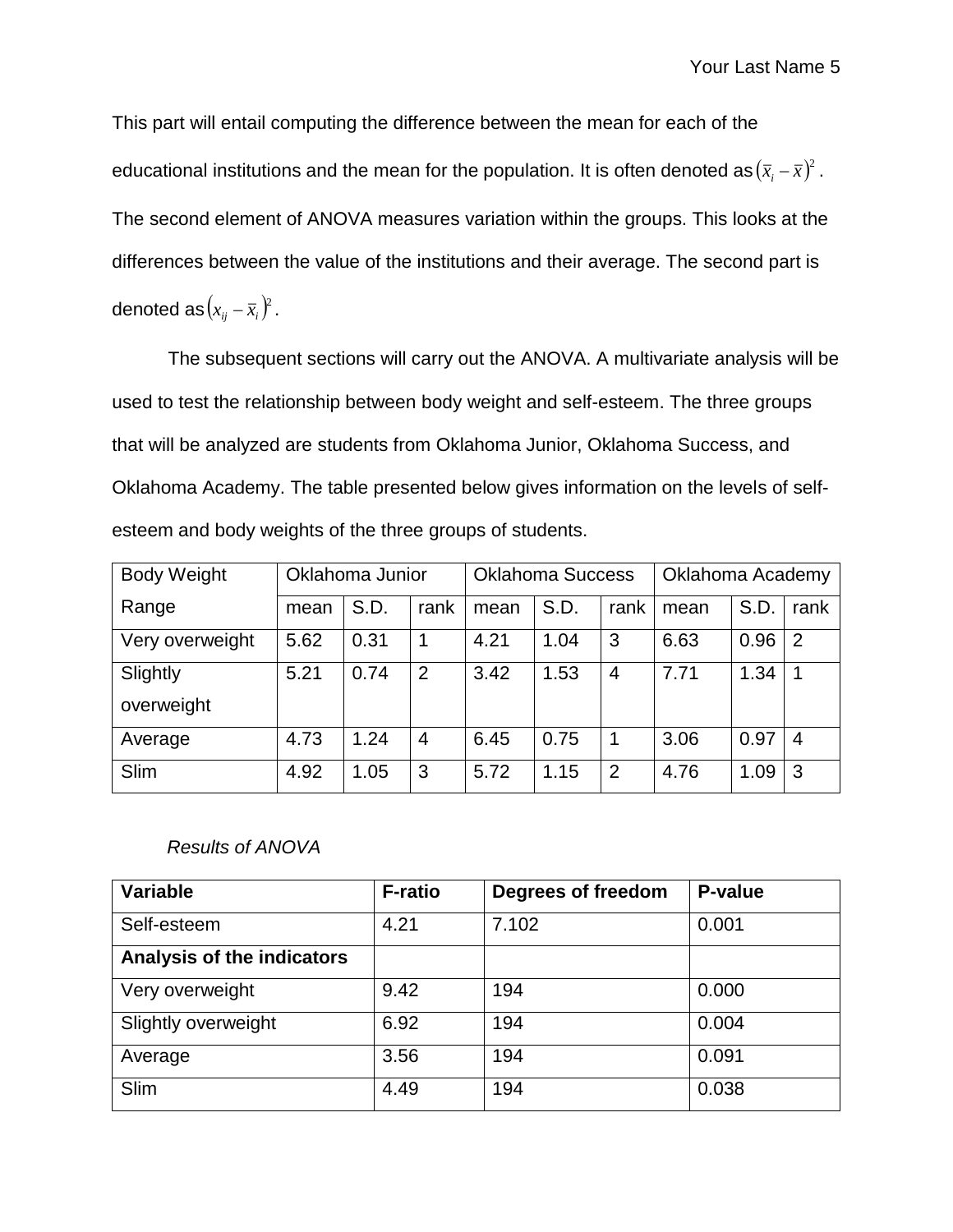This part will entail computing the difference between the mean for each of the educational institutions and the mean for the population. It is often denoted as $(\bar{x}_i - \bar{x})^2$. The second element of ANOVA measures variation within the groups. This looks at the differences between the value of the institutions and their average. The second part is denoted as $(x_{ij} - \bar{x}_i)^2$.

The subsequent sections will carry out the ANOVA. A multivariate analysis will be used to test the relationship between body weight and self-esteem. The three groups that will be analyzed are students from Oklahoma Junior, Oklahoma Success, and Oklahoma Academy. The table presented below gives information on the levels of self-esteem and body weights of the three groups of students.

| Body Weight | Oklahoma Junior | | | Oklahoma Success | | | Oklahoma Academy | | |
|---|---|---|---|---|---|---|---|---|---|
| Range | mean | S.D. | rank | mean | S.D. | rank | mean | S.D. | rank |
| Very overweight | 5.62 | 0.31 | 1 | 4.21 | 1.04 | 3 | 6.63 | 0.96 | 2 |
| Slightly overweight | 5.21 | 0.74 | 2 | 3.42 | 1.53 | 4 | 7.71 | 1.34 | 1 |
| Average | 4.73 | 1.24 | 4 | 6.45 | 0.75 | 1 | 3.06 | 0.97 | 4 |
| Slim | 4.92 | 1.05 | 3 | 5.72 | 1.15 | 2 | 4.76 | 1.09 | 3 |

*Results of ANOVA*

| **Variable** | **F-ratio** | **Degrees of freedom** | **P-value** |
|---|---|---|---|
| Self-esteem | 4.21 | 7.102 | 0.001 |
| **Analysis of the indicators** | | | |
| Very overweight | 9.42 | 194 | 0.000 |
| Slightly overweight | 6.92 | 194 | 0.004 |
| Average | 3.56 | 194 | 0.091 |
| Slim | 4.49 | 194 | 0.038 |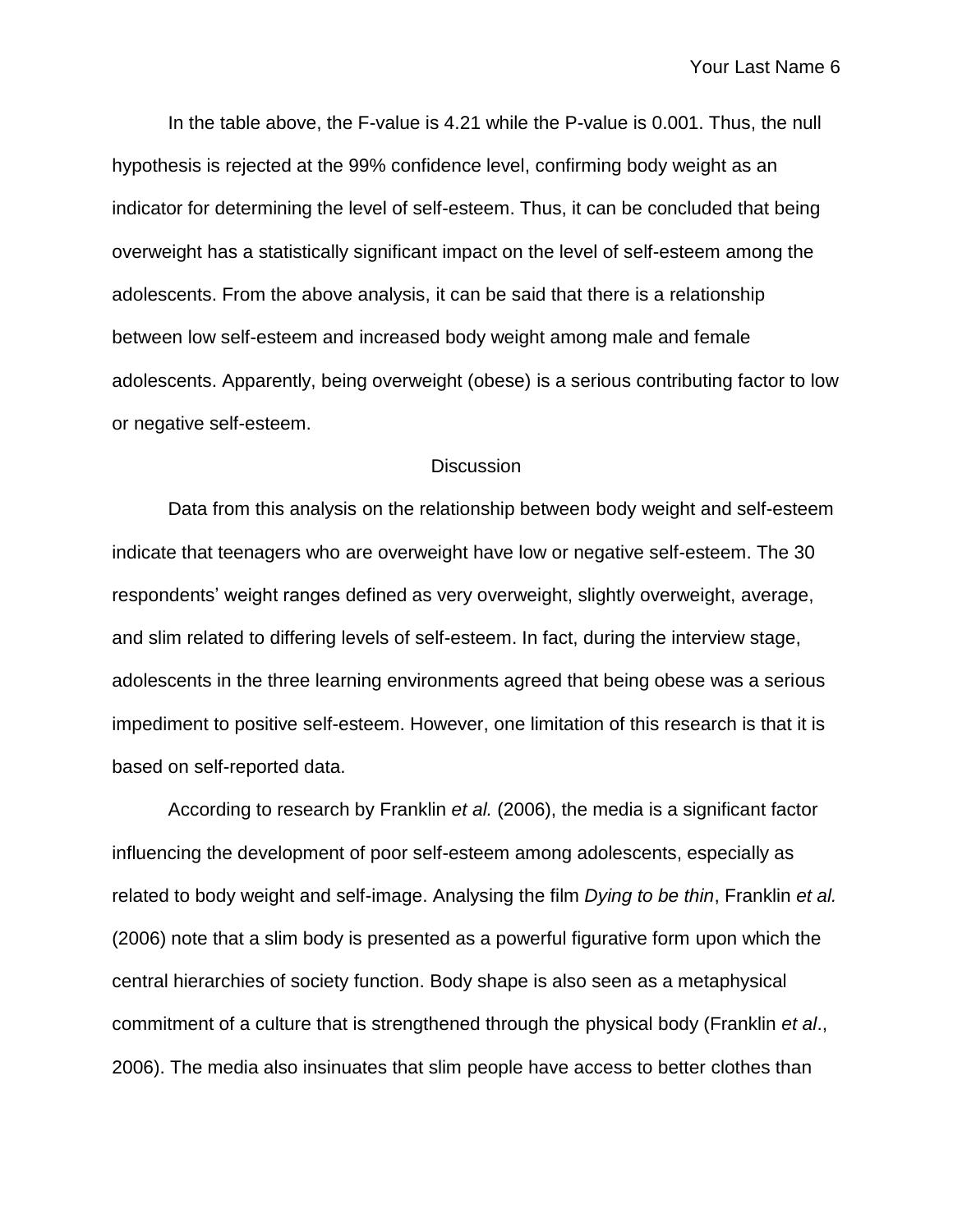In the table above, the F-value is 4.21 while the P-value is 0.001. Thus, the null hypothesis is rejected at the 99% confidence level, confirming body weight as an indicator for determining the level of self-esteem. Thus, it can be concluded that being overweight has a statistically significant impact on the level of self-esteem among the adolescents. From the above analysis, it can be said that there is a relationship between low self-esteem and increased body weight among male and female adolescents. Apparently, being overweight (obese) is a serious contributing factor to low or negative self-esteem.

## Discussion

Data from this analysis on the relationship between body weight and self-esteem indicate that teenagers who are overweight have low or negative self-esteem. The 30 respondents' weight ranges defined as very overweight, slightly overweight, average, and slim related to differing levels of self-esteem. In fact, during the interview stage, adolescents in the three learning environments agreed that being obese was a serious impediment to positive self-esteem. However, one limitation of this research is that it is based on self-reported data.

According to research by Franklin *et al.* (2006), the media is a significant factor influencing the development of poor self-esteem among adolescents, especially as related to body weight and self-image. Analysing the film *Dying to be thin*, Franklin *et al.* (2006) note that a slim body is presented as a powerful figurative form upon which the central hierarchies of society function. Body shape is also seen as a metaphysical commitment of a culture that is strengthened through the physical body (Franklin *et al*., 2006). The media also insinuates that slim people have access to better clothes than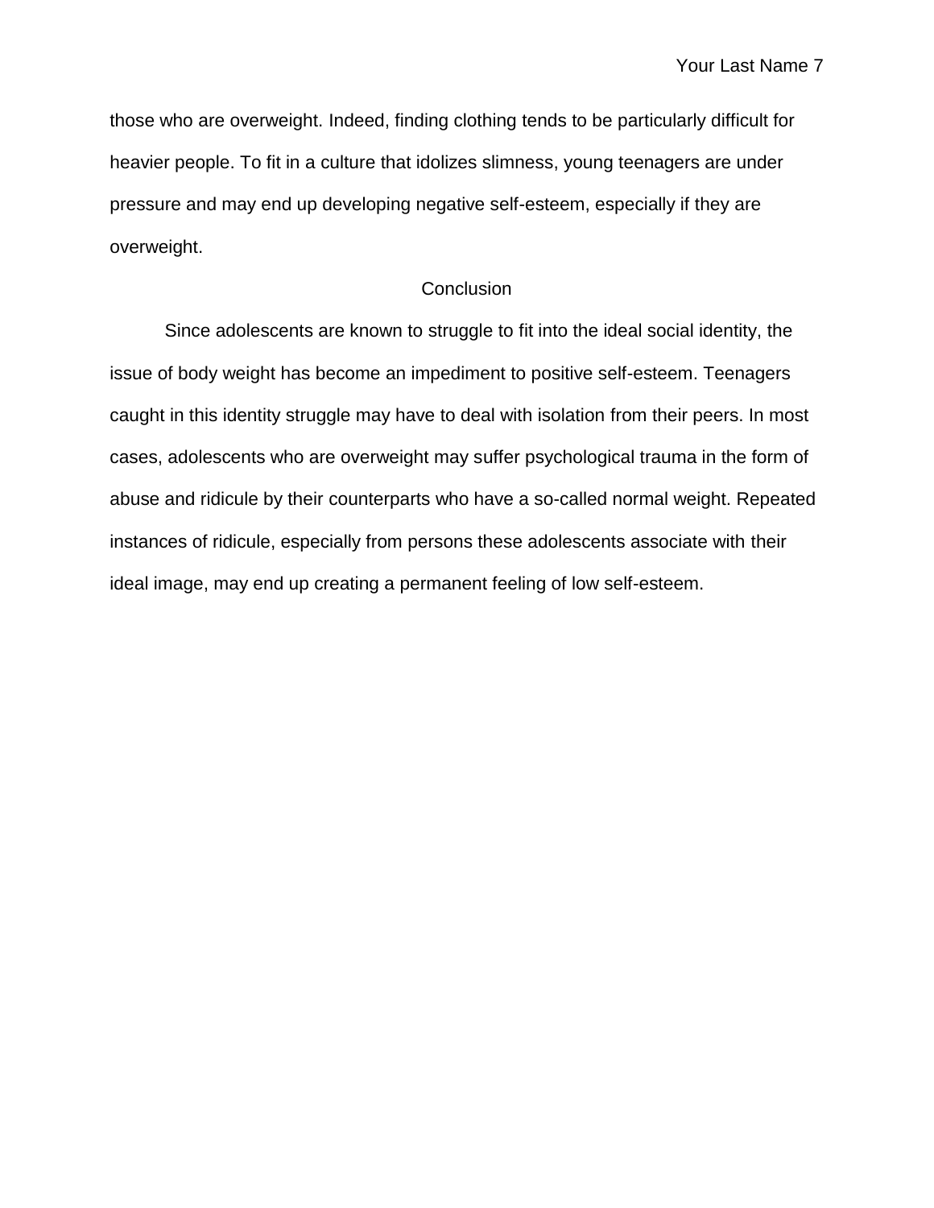those who are overweight. Indeed, finding clothing tends to be particularly difficult for heavier people. To fit in a culture that idolizes slimness, young teenagers are under pressure and may end up developing negative self-esteem, especially if they are overweight.

## Conclusion

Since adolescents are known to struggle to fit into the ideal social identity, the issue of body weight has become an impediment to positive self-esteem. Teenagers caught in this identity struggle may have to deal with isolation from their peers. In most cases, adolescents who are overweight may suffer psychological trauma in the form of abuse and ridicule by their counterparts who have a so-called normal weight. Repeated instances of ridicule, especially from persons these adolescents associate with their ideal image, may end up creating a permanent feeling of low self-esteem.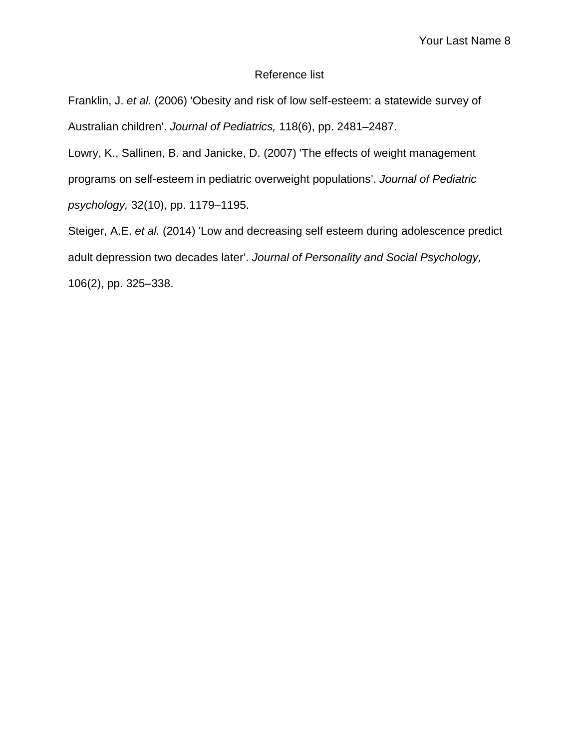## Reference list

Franklin, J. *et al.* (2006) 'Obesity and risk of low self-esteem: a statewide survey of Australian children'. *Journal of Pediatrics,* 118(6), pp. 2481–2487.

Lowry, K., Sallinen, B. and Janicke, D. (2007) 'The effects of weight management programs on self-esteem in pediatric overweight populations'. *Journal of Pediatric psychology,* 32(10), pp. 1179–1195.

Steiger, A.E. *et al.* (2014) 'Low and decreasing self esteem during adolescence predict adult depression two decades later'. *Journal of Personality and Social Psychology,* 106(2), pp. 325–338.